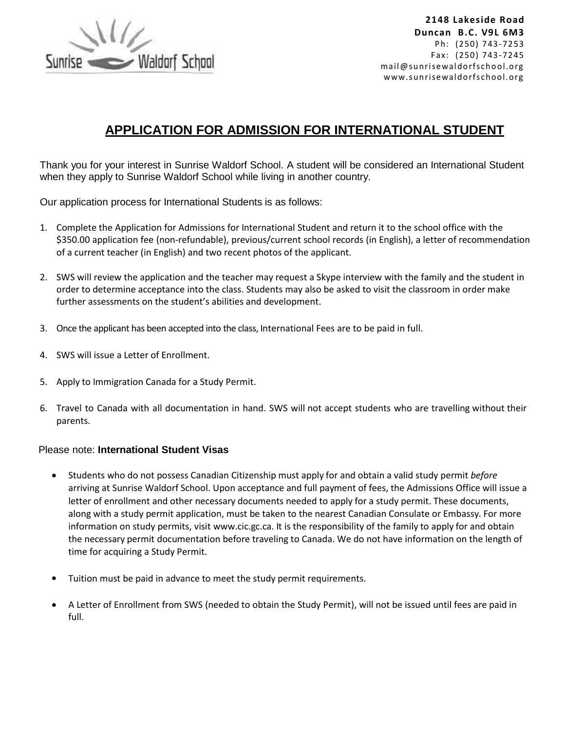Sunrise Waldorf School

**2148 Lakeside Road**
**Duncan B.C. V9L 6M3**
Ph: (250) 743-7253
Fax: (250) 743-7245
mail@sunrisewaldorfschool.org
www.sunrisewaldorfschool.org

# APPLICATION FOR ADMISSION FOR INTERNATIONAL STUDENT

Thank you for your interest in Sunrise Waldorf School. A student will be considered an International Student when they apply to Sunrise Waldorf School while living in another country.

Our application process for International Students is as follows:

1. Complete the Application for Admissions for International Student and return it to the school office with the $350.00 application fee (non-refundable), previous/current school records (in English), a letter of recommendation of a current teacher (in English) and two recent photos of the applicant.

2. SWS will review the application and the teacher may request a Skype interview with the family and the student in order to determine acceptance into the class. Students may also be asked to visit the classroom in order make further assessments on the student's abilities and development.

3. Once the applicant has been accepted into the class, International Fees are to be paid in full.

4. SWS will issue a Letter of Enrollment.

5. Apply to Immigration Canada for a Study Permit.

6. Travel to Canada with all documentation in hand. SWS will not accept students who are travelling without their parents.

Please note: **International Student Visas**

- Students who do not possess Canadian Citizenship must apply for and obtain a valid study permit *before* arriving at Sunrise Waldorf School. Upon acceptance and full payment of fees, the Admissions Office will issue a letter of enrollment and other necessary documents needed to apply for a study permit. These documents, along with a study permit application, must be taken to the nearest Canadian Consulate or Embassy. For more information on study permits, visit www.cic.gc.ca. It is the responsibility of the family to apply for and obtain the necessary permit documentation before traveling to Canada. We do not have information on the length of time for acquiring a Study Permit.

- Tuition must be paid in advance to meet the study permit requirements.

- A Letter of Enrollment from SWS (needed to obtain the Study Permit), will not be issued until fees are paid in full.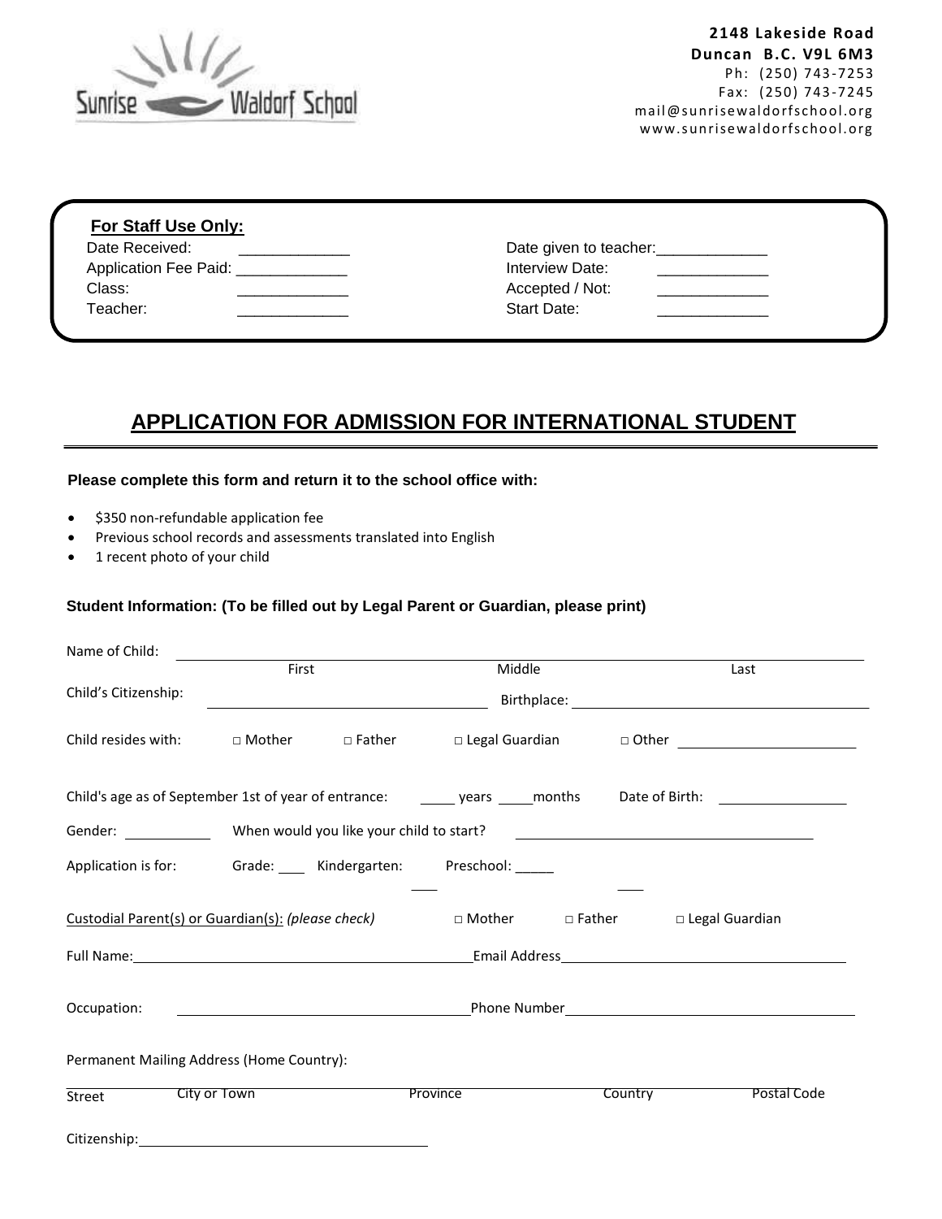Sunrise Waldorf School

**2148 Lakeside Road**
**Duncan B.C. V9L 6M3**
Ph: (250) 743-7253
Fax: (250) 743-7245
mail@sunrisewaldorfschool.org
www.sunrisewaldorfschool.org

**For Staff Use Only:**

| | | | |
|---|---|---|---|
| Date Received: | _____________ | Date given to teacher: | _____________ |
| Application Fee Paid: | _____________ | Interview Date: | _____________ |
| Class: | _____________ | Accepted / Not: | _____________ |
| Teacher: | _____________ | Start Date: | _____________ |

# APPLICATION FOR ADMISSION FOR INTERNATIONAL STUDENT

**Please complete this form and return it to the school office with:**

- $350 non-refundable application fee
- Previous school records and assessments translated into English
- 1 recent photo of your child

**Student Information: (To be filled out by Legal Parent or Guardian, please print)**

Name of Child: ______________________________________________
First Middle Last

Child's Citizenship: ______________________ Birthplace: ______________________

Child resides with: □ Mother □ Father □ Legal Guardian □ Other ______________

Child's age as of September 1st of year of entrance: _____ years _____months Date of Birth: ____________

Gender: __________ When would you like your child to start? ______________________

Application is for: Grade: ____ Kindergarten: ____ Preschool: _____

Custodial Parent(s) or Guardian(s): *(please check)* □ Mother □ Father □ Legal Guardian

Full Name: ______________________ Email Address ______________________

Occupation: ______________________ Phone Number ______________________

Permanent Mailing Address (Home Country):

______________________________________________
Street City or Town Province Country Postal Code

Citizenship: ______________________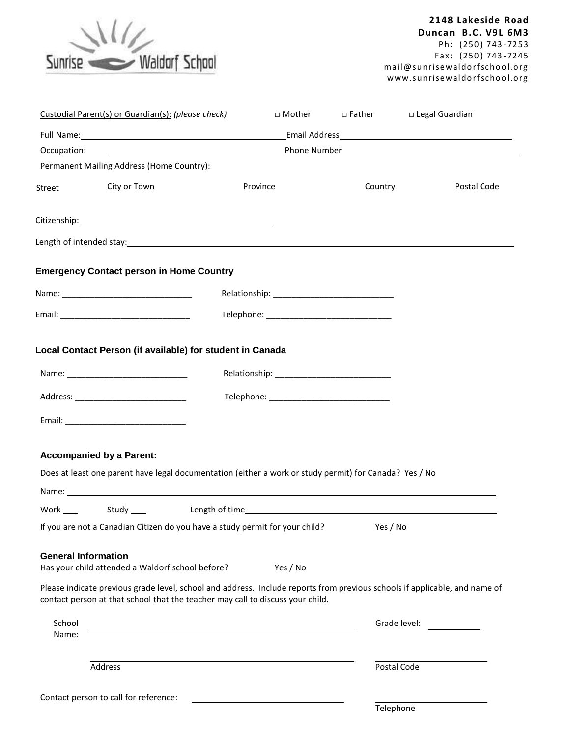Sunrise Waldorf School

**2148 Lakeside Road**
**Duncan B.C. V9L 6M3**
Ph: (250) 743-7253
Fax: (250) 743-7245
mail@sunrisewaldorfschool.org
www.sunrisewaldorfschool.org

Custodial Parent(s) or Guardian(s): *(please check)* □ Mother □ Father □ Legal Guardian

Full Name:______________________________ Email Address______________________________

Occupation: ______________________________ Phone Number______________________________

Permanent Mailing Address (Home Country):

______________________________________________________________________

Street City or Town Province Country Postal Code

Citizenship:______________________________

Length of intended stay:______________________________________________________________________

### Emergency Contact person in Home Country

Name: ____________________________ Relationship: ___________________________

Email: ____________________________ Telephone: ___________________________

### Local Contact Person (if available) for student in Canada

Name: __________________________ Relationship: _________________________

Address: ________________________ Telephone: ___________________________

Email: ___________________________

### Accompanied by a Parent:

Does at least one parent have legal documentation (either a work or study permit) for Canada? Yes / No

Name: ______________________________________________________________________

Work ___ Study ___ Length of time______________________________________________

If you are not a Canadian Citizen do you have a study permit for your child? Yes / No

### General Information

Has your child attended a Waldorf school before? Yes / No

Please indicate previous grade level, school and address. Include reports from previous schools if applicable, and name of contact person at that school that the teacher may call to discuss your child.

School Name: ______________________________________________ Grade level: __________

______________________________________________ ______________________

Address Postal Code

Contact person to call for reference: ______________________________ ______________________

Telephone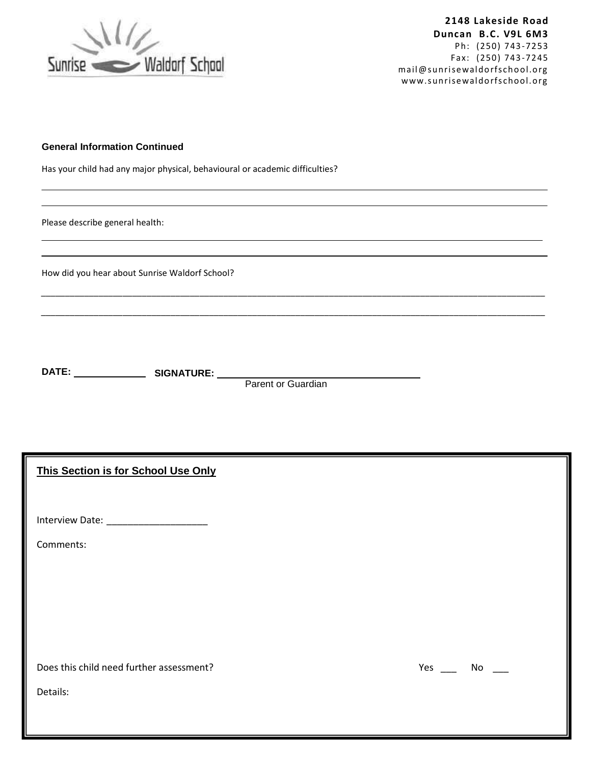Sunrise Waldorf School

**2148 Lakeside Road**
**Duncan B.C. V9L 6M3**
Ph: (250) 743-7253
Fax: (250) 743-7245
mail@sunrisewaldorfschool.org
www.sunrisewaldorfschool.org

**General Information Continued**

Has your child had any major physical, behavioural or academic difficulties?

______________________________________________________________________________

______________________________________________________________________________

Please describe general health:

______________________________________________________________________________

______________________________________________________________________________

How did you hear about Sunrise Waldorf School?

______________________________________________________________________________

______________________________________________________________________________

**DATE:** ____________ **SIGNATURE:** ______________________________
Parent or Guardian

---

**This Section is for School Use Only**

Interview Date: ___________________

Comments:

Does this child need further assessment? Yes ___ No ___

Details: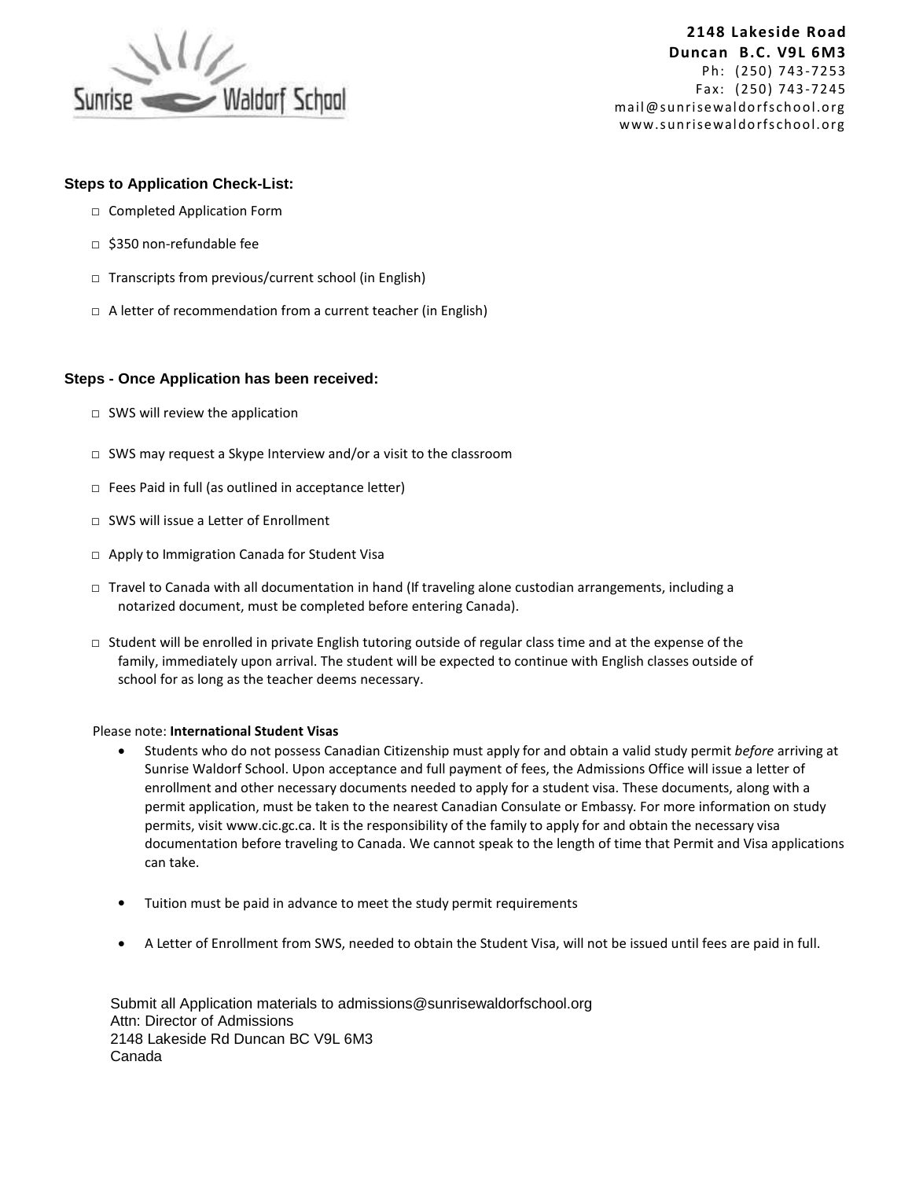Sunrise Waldorf School

**2148 Lakeside Road**
**Duncan B.C. V9L 6M3**
Ph: (250) 743-7253
Fax: (250) 743-7245
mail@sunrisewaldorfschool.org
www.sunrisewaldorfschool.org

### Steps to Application Check-List:

- □ Completed Application Form
- □ $350 non-refundable fee
- □ Transcripts from previous/current school (in English)
- □ A letter of recommendation from a current teacher (in English)

### Steps - Once Application has been received:

- □ SWS will review the application
- □ SWS may request a Skype Interview and/or a visit to the classroom
- □ Fees Paid in full (as outlined in acceptance letter)
- □ SWS will issue a Letter of Enrollment
- □ Apply to Immigration Canada for Student Visa
- □ Travel to Canada with all documentation in hand (If traveling alone custodian arrangements, including a notarized document, must be completed before entering Canada).
- □ Student will be enrolled in private English tutoring outside of regular class time and at the expense of the family, immediately upon arrival. The student will be expected to continue with English classes outside of school for as long as the teacher deems necessary.

Please note: **International Student Visas**

- Students who do not possess Canadian Citizenship must apply for and obtain a valid study permit *before* arriving at Sunrise Waldorf School. Upon acceptance and full payment of fees, the Admissions Office will issue a letter of enrollment and other necessary documents needed to apply for a student visa. These documents, along with a permit application, must be taken to the nearest Canadian Consulate or Embassy. For more information on study permits, visit www.cic.gc.ca. It is the responsibility of the family to apply for and obtain the necessary visa documentation before traveling to Canada. We cannot speak to the length of time that Permit and Visa applications can take.
- Tuition must be paid in advance to meet the study permit requirements
- A Letter of Enrollment from SWS, needed to obtain the Student Visa, will not be issued until fees are paid in full.

Submit all Application materials to admissions@sunrisewaldorfschool.org
Attn: Director of Admissions
2148 Lakeside Rd Duncan BC V9L 6M3
Canada